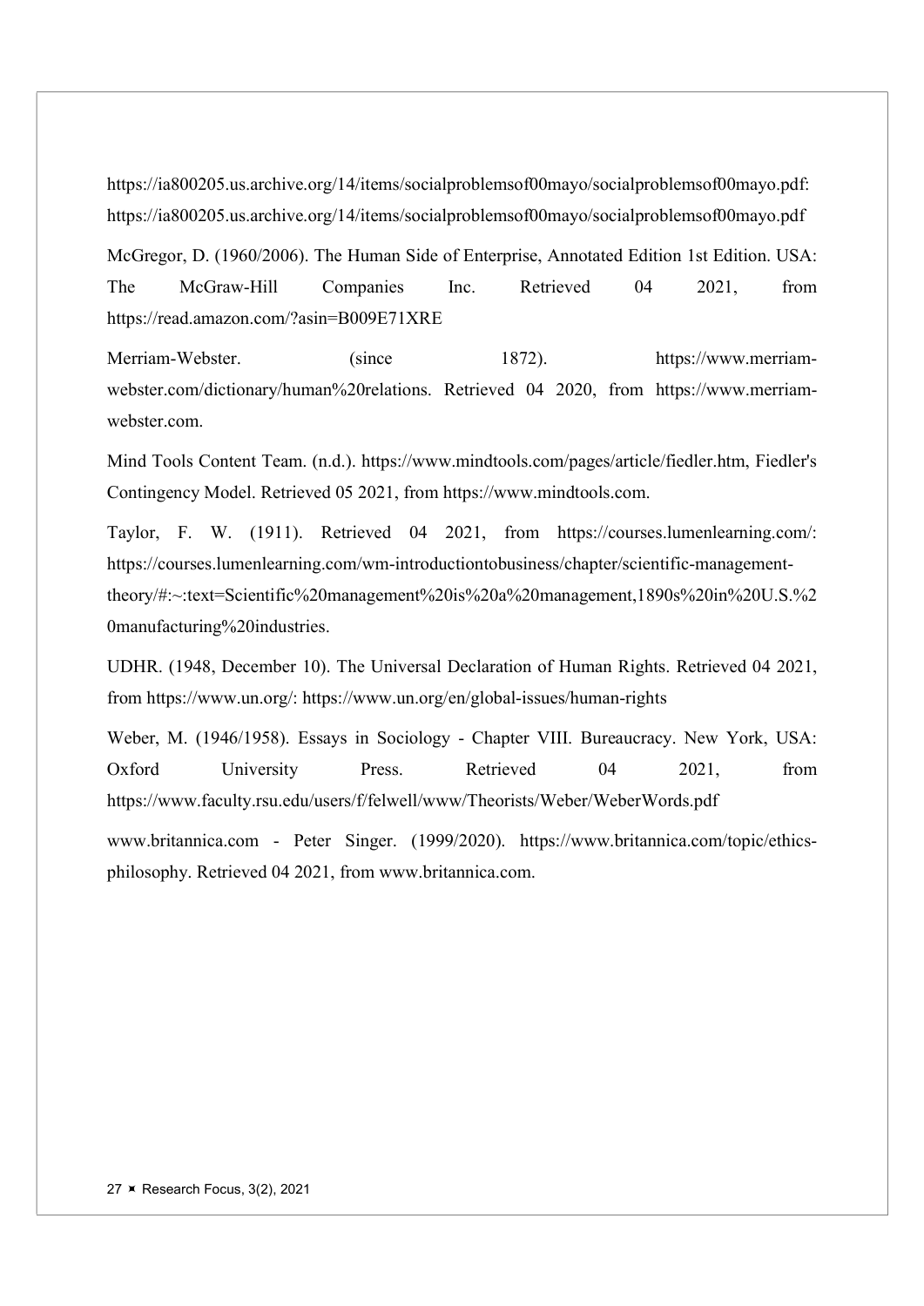https://ia800205.us.archive.org/14/items/socialproblemsof00mayo/socialproblemsof00mayo.pdf: https://ia800205.us.archive.org/14/items/socialproblemsof00mayo/socialproblemsof00mayo.pdf

McGregor, D. (1960/2006). The Human Side of Enterprise, Annotated Edition 1st Edition. USA: The McGraw-Hill Companies Inc. Retrieved 04 2021, from https://read.amazon.com/?asin=B009E71XRE

Merriam-Webster. (since 1872). https://www.merriam-webster.com/dictionary/human%20relations. Retrieved 04 2020, from https://www.merriam-webster.com.

Mind Tools Content Team. (n.d.). https://www.mindtools.com/pages/article/fiedler.htm, Fiedler's Contingency Model. Retrieved 05 2021, from https://www.mindtools.com.

Taylor, F. W. (1911). Retrieved 04 2021, from https://courses.lumenlearning.com/: https://courses.lumenlearning.com/wm-introductiontobusiness/chapter/scientific-management-theory/#:~:text=Scientific%20management%20is%20a%20management,1890s%20in%20U.S.%20manufacturing%20industries.

UDHR. (1948, December 10). The Universal Declaration of Human Rights. Retrieved 04 2021, from https://www.un.org/: https://www.un.org/en/global-issues/human-rights

Weber, M. (1946/1958). Essays in Sociology - Chapter VIII. Bureaucracy. New York, USA: Oxford University Press. Retrieved 04 2021, from https://www.faculty.rsu.edu/users/f/felwell/www/Theorists/Weber/WeberWords.pdf

www.britannica.com - Peter Singer. (1999/2020). https://www.britannica.com/topic/ethics-philosophy. Retrieved 04 2021, from www.britannica.com.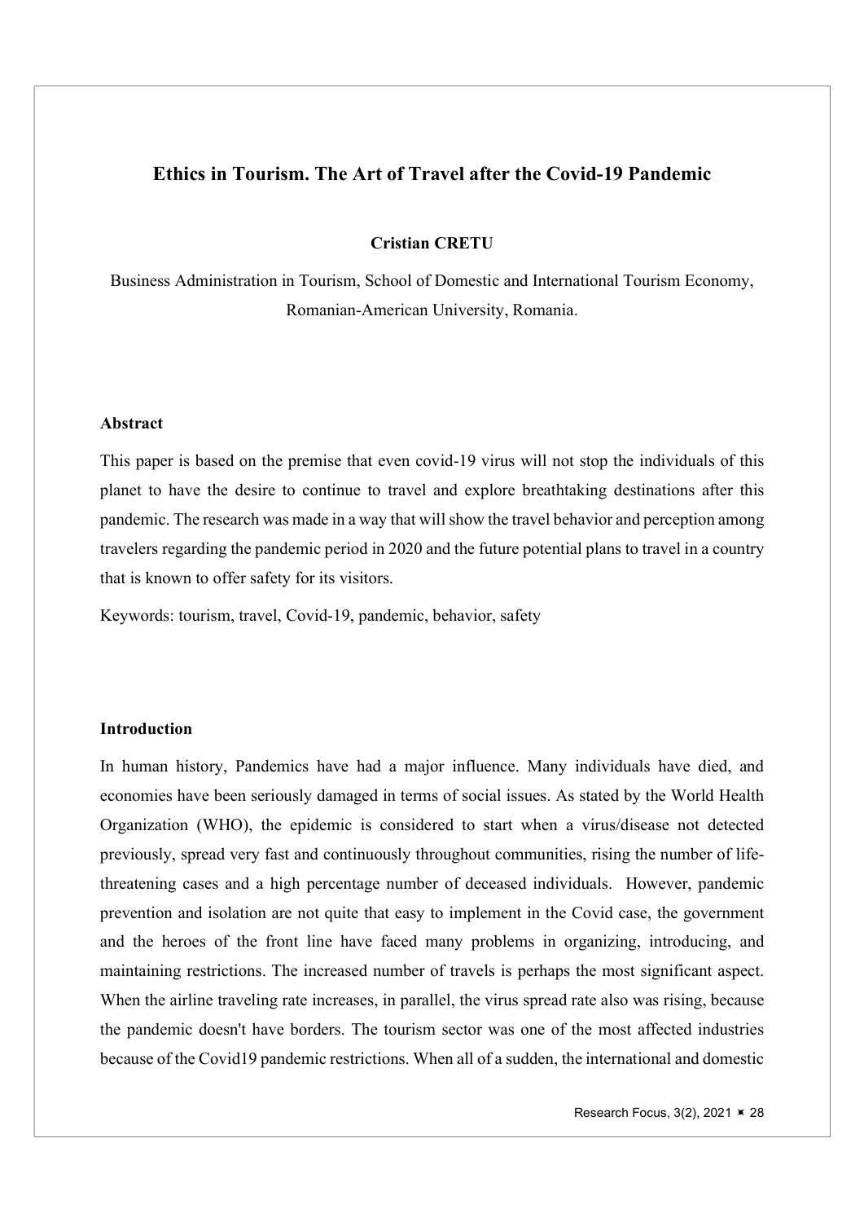## Ethics in Tourism. The Art of Travel after the Covid-19 Pandemic

**Cristian CRETU**

Business Administration in Tourism, School of Domestic and International Tourism Economy, Romanian-American University, Romania.

### Abstract

This paper is based on the premise that even covid-19 virus will not stop the individuals of this planet to have the desire to continue to travel and explore breathtaking destinations after this pandemic. The research was made in a way that will show the travel behavior and perception among travelers regarding the pandemic period in 2020 and the future potential plans to travel in a country that is known to offer safety for its visitors.

Keywords: tourism, travel, Covid-19, pandemic, behavior, safety

### Introduction

In human history, Pandemics have had a major influence. Many individuals have died, and economies have been seriously damaged in terms of social issues. As stated by the World Health Organization (WHO), the epidemic is considered to start when a virus/disease not detected previously, spread very fast and continuously throughout communities, rising the number of life-threatening cases and a high percentage number of deceased individuals. However, pandemic prevention and isolation are not quite that easy to implement in the Covid case, the government and the heroes of the front line have faced many problems in organizing, introducing, and maintaining restrictions. The increased number of travels is perhaps the most significant aspect. When the airline traveling rate increases, in parallel, the virus spread rate also was rising, because the pandemic doesn't have borders. The tourism sector was one of the most affected industries because of the Covid19 pandemic restrictions. When all of a sudden, the international and domestic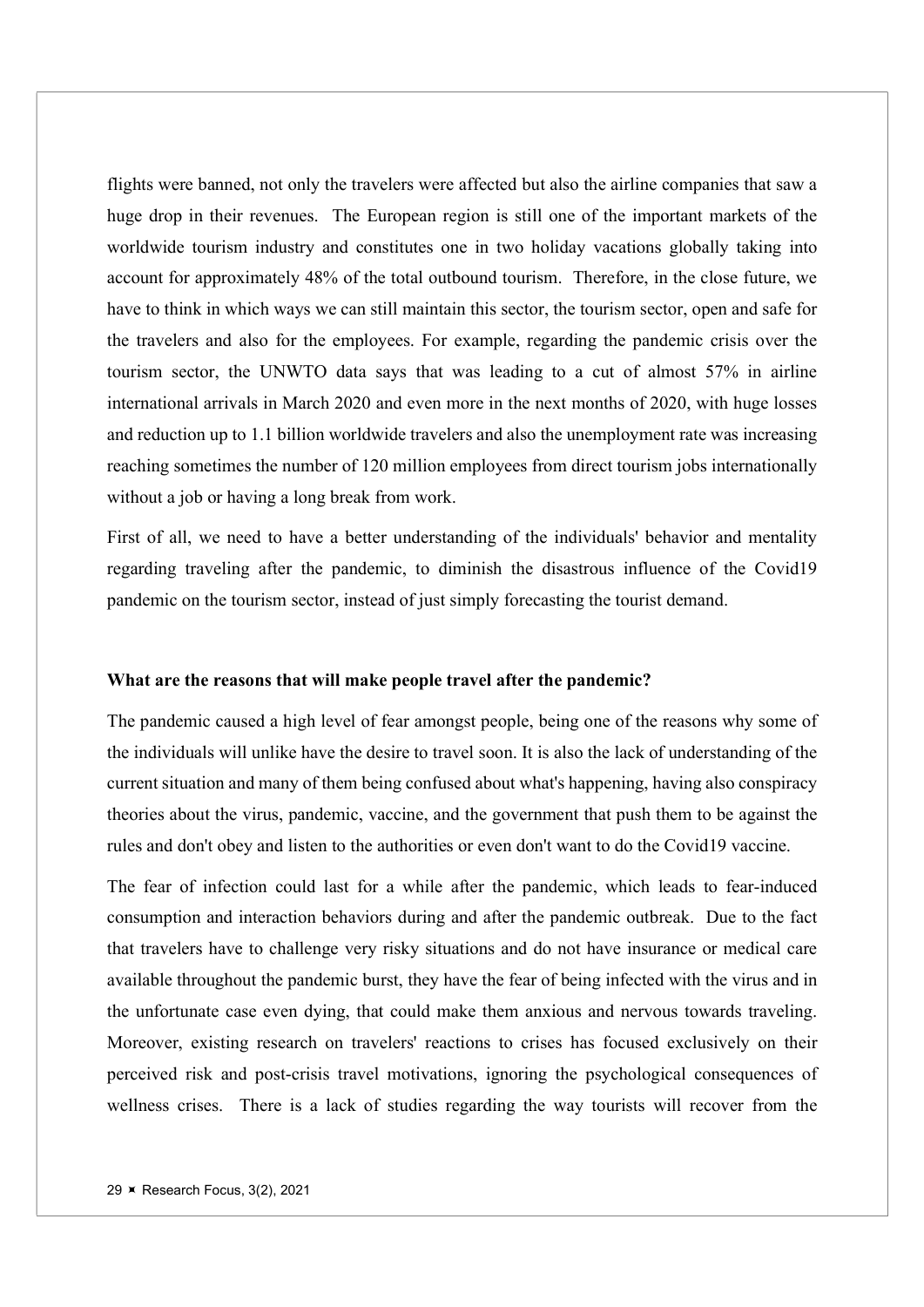flights were banned, not only the travelers were affected but also the airline companies that saw a huge drop in their revenues. The European region is still one of the important markets of the worldwide tourism industry and constitutes one in two holiday vacations globally taking into account for approximately 48% of the total outbound tourism. Therefore, in the close future, we have to think in which ways we can still maintain this sector, the tourism sector, open and safe for the travelers and also for the employees. For example, regarding the pandemic crisis over the tourism sector, the UNWTO data says that was leading to a cut of almost 57% in airline international arrivals in March 2020 and even more in the next months of 2020, with huge losses and reduction up to 1.1 billion worldwide travelers and also the unemployment rate was increasing reaching sometimes the number of 120 million employees from direct tourism jobs internationally without a job or having a long break from work.

First of all, we need to have a better understanding of the individuals' behavior and mentality regarding traveling after the pandemic, to diminish the disastrous influence of the Covid19 pandemic on the tourism sector, instead of just simply forecasting the tourist demand.

**What are the reasons that will make people travel after the pandemic?**

The pandemic caused a high level of fear amongst people, being one of the reasons why some of the individuals will unlike have the desire to travel soon. It is also the lack of understanding of the current situation and many of them being confused about what's happening, having also conspiracy theories about the virus, pandemic, vaccine, and the government that push them to be against the rules and don't obey and listen to the authorities or even don't want to do the Covid19 vaccine.

The fear of infection could last for a while after the pandemic, which leads to fear-induced consumption and interaction behaviors during and after the pandemic outbreak. Due to the fact that travelers have to challenge very risky situations and do not have insurance or medical care available throughout the pandemic burst, they have the fear of being infected with the virus and in the unfortunate case even dying, that could make them anxious and nervous towards traveling. Moreover, existing research on travelers' reactions to crises has focused exclusively on their perceived risk and post-crisis travel motivations, ignoring the psychological consequences of wellness crises. There is a lack of studies regarding the way tourists will recover from the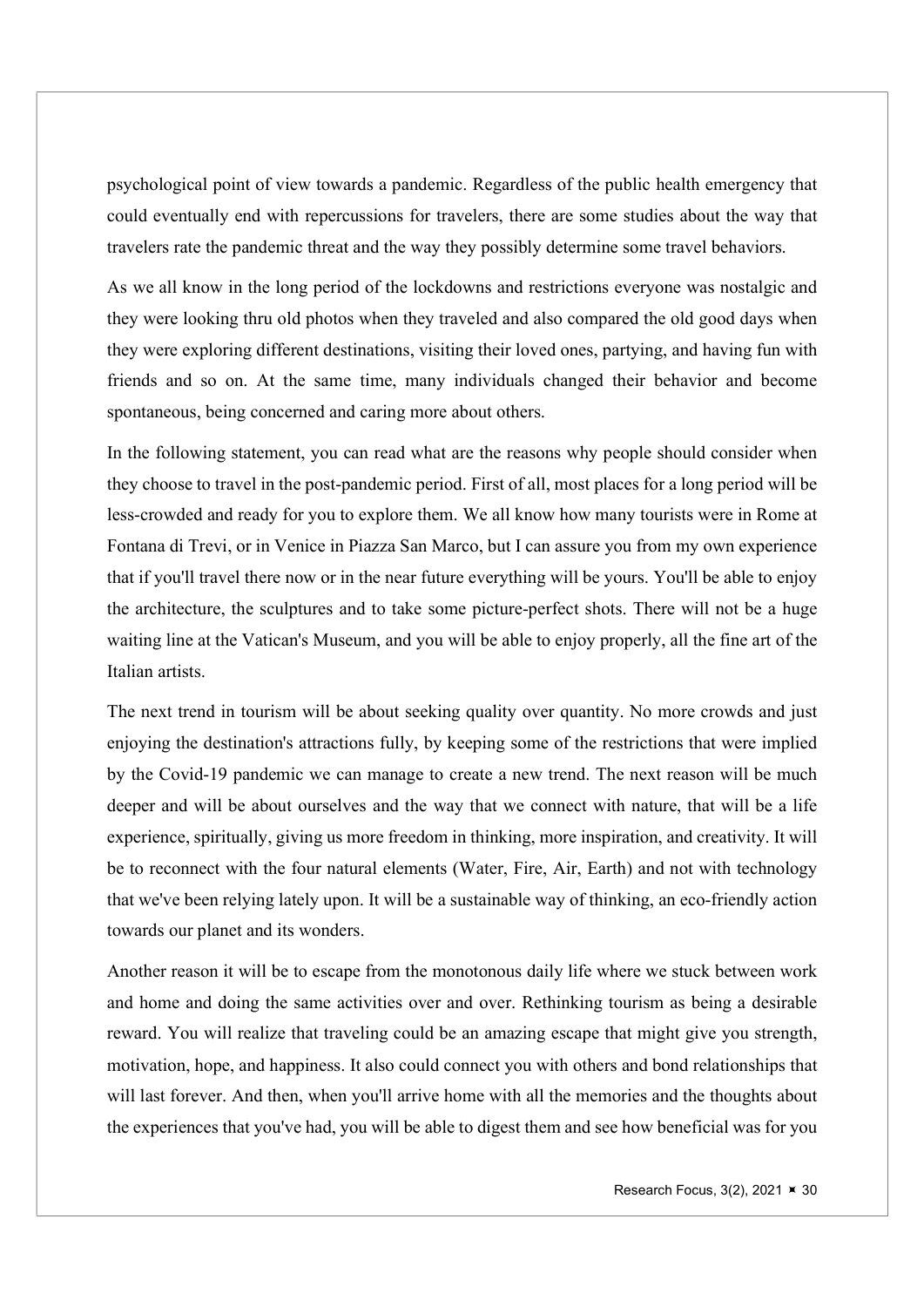psychological point of view towards a pandemic. Regardless of the public health emergency that could eventually end with repercussions for travelers, there are some studies about the way that travelers rate the pandemic threat and the way they possibly determine some travel behaviors.

As we all know in the long period of the lockdowns and restrictions everyone was nostalgic and they were looking thru old photos when they traveled and also compared the old good days when they were exploring different destinations, visiting their loved ones, partying, and having fun with friends and so on. At the same time, many individuals changed their behavior and become spontaneous, being concerned and caring more about others.

In the following statement, you can read what are the reasons why people should consider when they choose to travel in the post-pandemic period. First of all, most places for a long period will be less-crowded and ready for you to explore them. We all know how many tourists were in Rome at Fontana di Trevi, or in Venice in Piazza San Marco, but I can assure you from my own experience that if you'll travel there now or in the near future everything will be yours. You'll be able to enjoy the architecture, the sculptures and to take some picture-perfect shots. There will not be a huge waiting line at the Vatican's Museum, and you will be able to enjoy properly, all the fine art of the Italian artists.

The next trend in tourism will be about seeking quality over quantity. No more crowds and just enjoying the destination's attractions fully, by keeping some of the restrictions that were implied by the Covid-19 pandemic we can manage to create a new trend. The next reason will be much deeper and will be about ourselves and the way that we connect with nature, that will be a life experience, spiritually, giving us more freedom in thinking, more inspiration, and creativity. It will be to reconnect with the four natural elements (Water, Fire, Air, Earth) and not with technology that we've been relying lately upon. It will be a sustainable way of thinking, an eco-friendly action towards our planet and its wonders.

Another reason it will be to escape from the monotonous daily life where we stuck between work and home and doing the same activities over and over. Rethinking tourism as being a desirable reward. You will realize that traveling could be an amazing escape that might give you strength, motivation, hope, and happiness. It also could connect you with others and bond relationships that will last forever. And then, when you'll arrive home with all the memories and the thoughts about the experiences that you've had, you will be able to digest them and see how beneficial was for you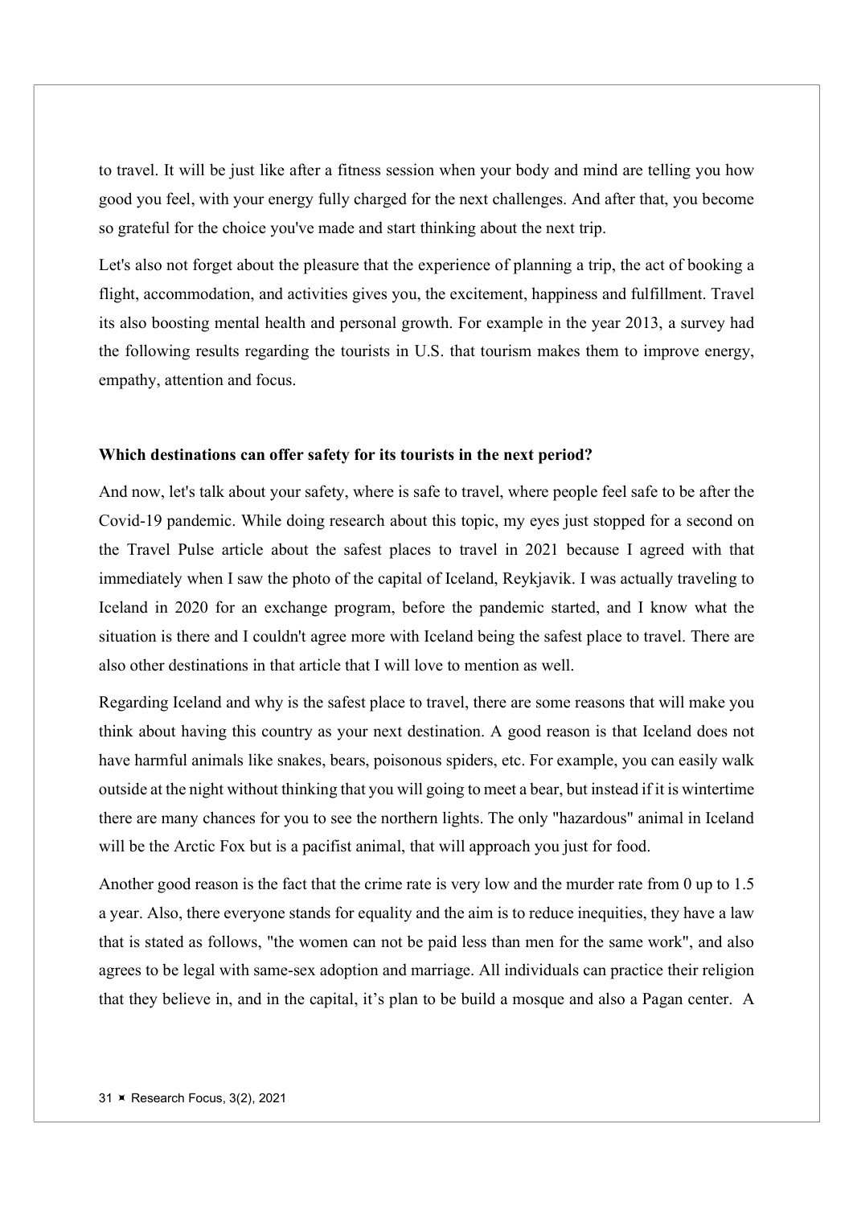to travel. It will be just like after a fitness session when your body and mind are telling you how good you feel, with your energy fully charged for the next challenges. And after that, you become so grateful for the choice you've made and start thinking about the next trip.

Let's also not forget about the pleasure that the experience of planning a trip, the act of booking a flight, accommodation, and activities gives you, the excitement, happiness and fulfillment. Travel its also boosting mental health and personal growth. For example in the year 2013, a survey had the following results regarding the tourists in U.S. that tourism makes them to improve energy, empathy, attention and focus.

**Which destinations can offer safety for its tourists in the next period?**

And now, let's talk about your safety, where is safe to travel, where people feel safe to be after the Covid-19 pandemic. While doing research about this topic, my eyes just stopped for a second on the Travel Pulse article about the safest places to travel in 2021 because I agreed with that immediately when I saw the photo of the capital of Iceland, Reykjavik. I was actually traveling to Iceland in 2020 for an exchange program, before the pandemic started, and I know what the situation is there and I couldn't agree more with Iceland being the safest place to travel. There are also other destinations in that article that I will love to mention as well.

Regarding Iceland and why is the safest place to travel, there are some reasons that will make you think about having this country as your next destination. A good reason is that Iceland does not have harmful animals like snakes, bears, poisonous spiders, etc. For example, you can easily walk outside at the night without thinking that you will going to meet a bear, but instead if it is wintertime there are many chances for you to see the northern lights. The only "hazardous" animal in Iceland will be the Arctic Fox but is a pacifist animal, that will approach you just for food.

Another good reason is the fact that the crime rate is very low and the murder rate from 0 up to 1.5 a year. Also, there everyone stands for equality and the aim is to reduce inequities, they have a law that is stated as follows, "the women can not be paid less than men for the same work", and also agrees to be legal with same-sex adoption and marriage. All individuals can practice their religion that they believe in, and in the capital, it's plan to be build a mosque and also a Pagan center. A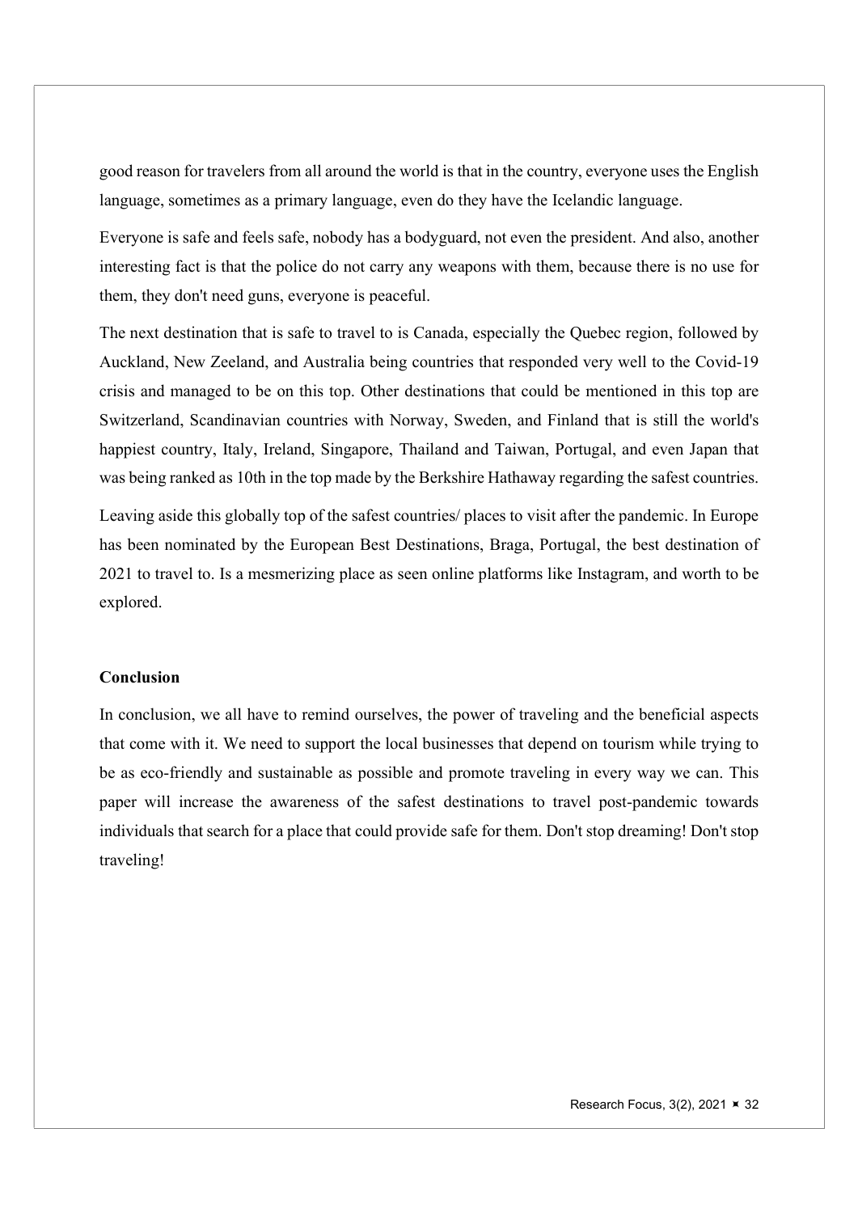good reason for travelers from all around the world is that in the country, everyone uses the English language, sometimes as a primary language, even do they have the Icelandic language.

Everyone is safe and feels safe, nobody has a bodyguard, not even the president. And also, another interesting fact is that the police do not carry any weapons with them, because there is no use for them, they don't need guns, everyone is peaceful.

The next destination that is safe to travel to is Canada, especially the Quebec region, followed by Auckland, New Zeeland, and Australia being countries that responded very well to the Covid-19 crisis and managed to be on this top. Other destinations that could be mentioned in this top are Switzerland, Scandinavian countries with Norway, Sweden, and Finland that is still the world's happiest country, Italy, Ireland, Singapore, Thailand and Taiwan, Portugal, and even Japan that was being ranked as 10th in the top made by the Berkshire Hathaway regarding the safest countries.

Leaving aside this globally top of the safest countries/ places to visit after the pandemic. In Europe has been nominated by the European Best Destinations, Braga, Portugal, the best destination of 2021 to travel to. Is a mesmerizing place as seen online platforms like Instagram, and worth to be explored.

**Conclusion**

In conclusion, we all have to remind ourselves, the power of traveling and the beneficial aspects that come with it. We need to support the local businesses that depend on tourism while trying to be as eco-friendly and sustainable as possible and promote traveling in every way we can. This paper will increase the awareness of the safest destinations to travel post-pandemic towards individuals that search for a place that could provide safe for them. Don't stop dreaming! Don't stop traveling!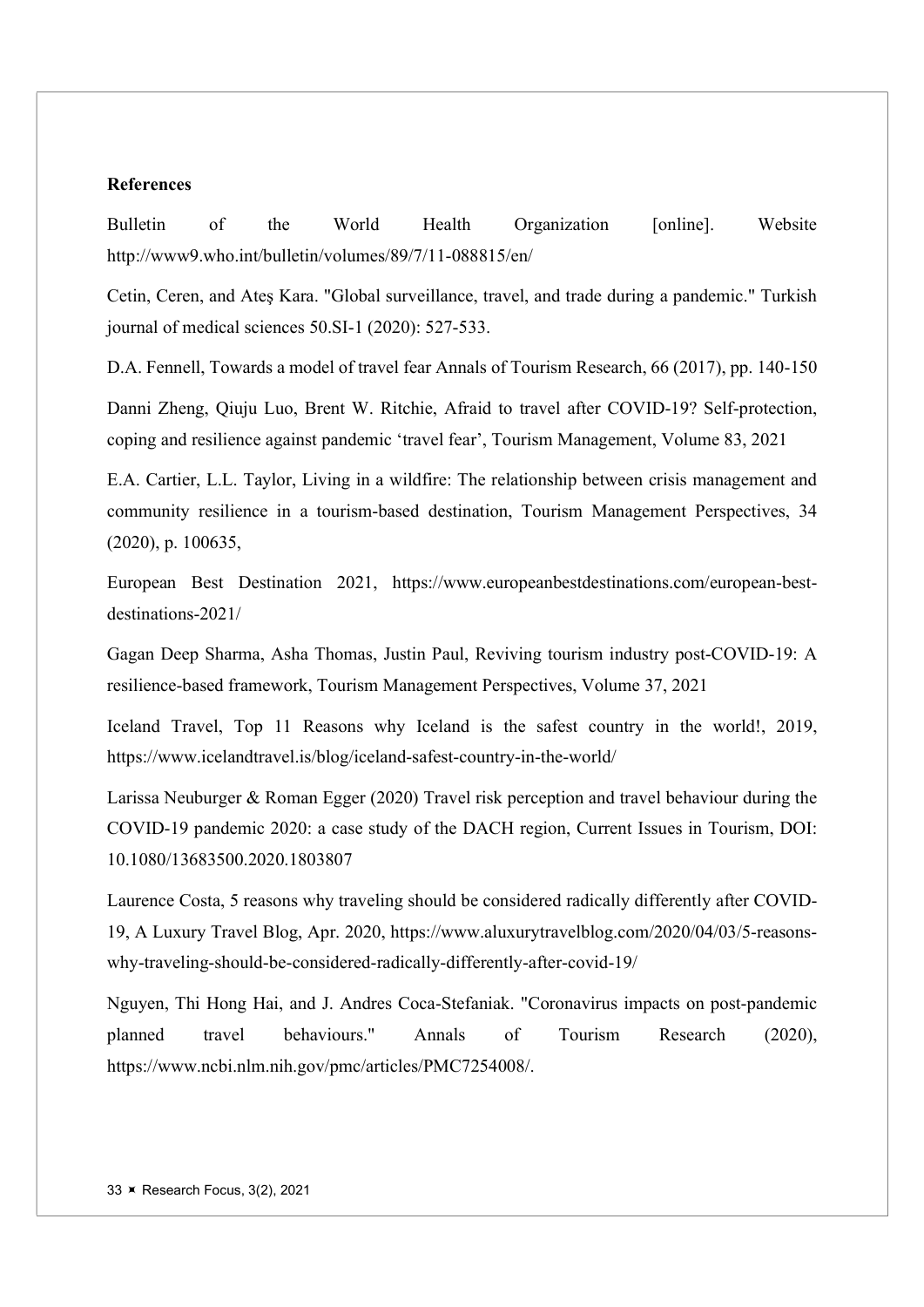**References**

Bulletin of the World Health Organization [online]. Website http://www9.who.int/bulletin/volumes/89/7/11-088815/en/

Cetin, Ceren, and Ateş Kara. "Global surveillance, travel, and trade during a pandemic." Turkish journal of medical sciences 50.SI-1 (2020): 527-533.

D.A. Fennell, Towards a model of travel fear Annals of Tourism Research, 66 (2017), pp. 140-150

Danni Zheng, Qiuju Luo, Brent W. Ritchie, Afraid to travel after COVID-19? Self-protection, coping and resilience against pandemic 'travel fear', Tourism Management, Volume 83, 2021

E.A. Cartier, L.L. Taylor, Living in a wildfire: The relationship between crisis management and community resilience in a tourism-based destination, Tourism Management Perspectives, 34 (2020), p. 100635,

European Best Destination 2021, https://www.europeanbestdestinations.com/european-best-destinations-2021/

Gagan Deep Sharma, Asha Thomas, Justin Paul, Reviving tourism industry post-COVID-19: A resilience-based framework, Tourism Management Perspectives, Volume 37, 2021

Iceland Travel, Top 11 Reasons why Iceland is the safest country in the world!, 2019, https://www.icelandtravel.is/blog/iceland-safest-country-in-the-world/

Larissa Neuburger & Roman Egger (2020) Travel risk perception and travel behaviour during the COVID-19 pandemic 2020: a case study of the DACH region, Current Issues in Tourism, DOI: 10.1080/13683500.2020.1803807

Laurence Costa, 5 reasons why traveling should be considered radically differently after COVID-19, A Luxury Travel Blog, Apr. 2020, https://www.aluxurytravelblog.com/2020/04/03/5-reasons-why-traveling-should-be-considered-radically-differently-after-covid-19/

Nguyen, Thi Hong Hai, and J. Andres Coca-Stefaniak. "Coronavirus impacts on post-pandemic planned travel behaviours." Annals of Tourism Research (2020), https://www.ncbi.nlm.nih.gov/pmc/articles/PMC7254008/.